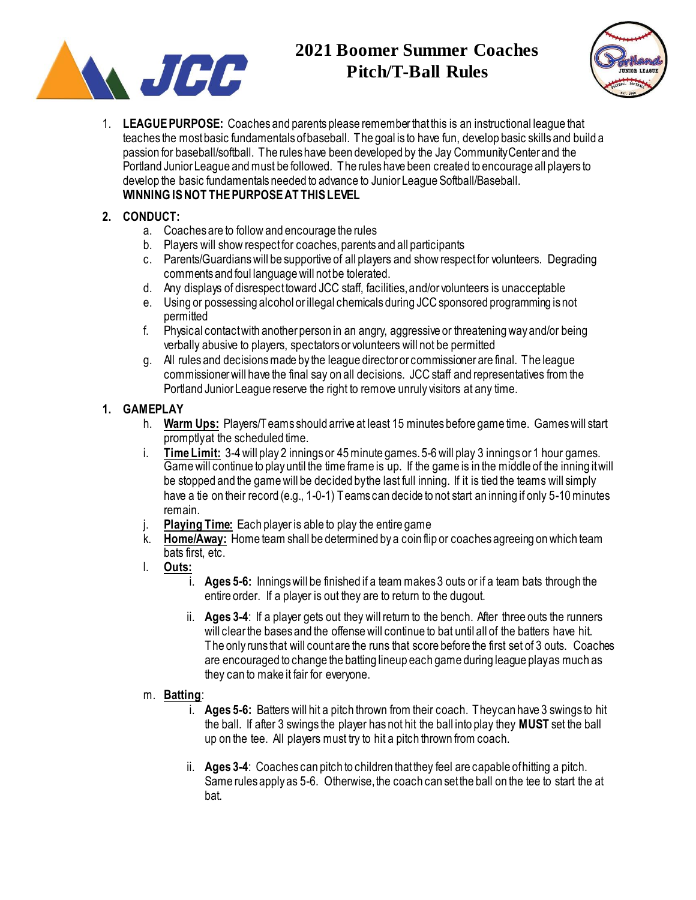# 2021 Boomer Summer Coaches Pitch/T-Ball Rules

1. **LEAGUE PURPOSE:** Coaches and parents please remember that this is an instructional league that teaches the most basic fundamentals of baseball. The goal is to have fun, develop basic skills and build a passion for baseball/softball. The rules have been developed by the Jay Community Center and the Portland Junior League and must be followed. The rules have been created to encourage all players to develop the basic fundamentals needed to advance to Junior League Softball/Baseball.
   **WINNING IS NOT THE PURPOSE AT THIS LEVEL**

2. **CONDUCT:**
   a. Coaches are to follow and encourage the rules
   b. Players will show respect for coaches, parents and all participants
   c. Parents/Guardians will be supportive of all players and show respect for volunteers. Degrading comments and foul language will not be tolerated.
   d. Any displays of disrespect toward JCC staff, facilities, and/or volunteers is unacceptable
   e. Using or possessing alcohol or illegal chemicals during JCC sponsored programming is not permitted
   f. Physical contact with another person in an angry, aggressive or threatening way and/or being verbally abusive to players, spectators or volunteers will not be permitted
   g. All rules and decisions made by the league director or commissioner are final. The league commissioner will have the final say on all decisions. JCC staff and representatives from the Portland Junior League reserve the right to remove unruly visitors at any time.

1. **GAMEPLAY**
   h. **Warm Ups:** Players/Teams should arrive at least 15 minutes before game time. Games will start promptly at the scheduled time.
   i. **Time Limit:** 3-4 will play 2 innings or 45 minute games. 5-6 will play 3 innings or 1 hour games. Game will continue to play until the time frame is up. If the game is in the middle of the inning it will be stopped and the game will be decided by the last full inning. If it is tied the teams will simply have a tie on their record (e.g., 1-0-1) Teams can decide to not start an inning if only 5-10 minutes remain.
   j. **Playing Time:** Each player is able to play the entire game
   k. **Home/Away:** Home team shall be determined by a coin flip or coaches agreeing on which team bats first, etc.
   l. **Outs:**
      i. **Ages 5-6:** Innings will be finished if a team makes 3 outs or if a team bats through the entire order. If a player is out they are to return to the dugout.
      ii. **Ages 3-4**: If a player gets out they will return to the bench. After three outs the runners will clear the bases and the offense will continue to bat until all of the batters have hit. The only runs that will count are the runs that score before the first set of 3 outs. Coaches are encouraged to change the batting lineup each game during league play as much as they can to make it fair for everyone.
   m. **Batting**:
      i. **Ages 5-6:** Batters will hit a pitch thrown from their coach. They can have 3 swings to hit the ball. If after 3 swings the player has not hit the ball into play they **MUST** set the ball up on the tee. All players must try to hit a pitch thrown from coach.
      ii. **Ages 3-4**: Coaches can pitch to children that they feel are capable of hitting a pitch. Same rules apply as 5-6. Otherwise, the coach can set the ball on the tee to start the at bat.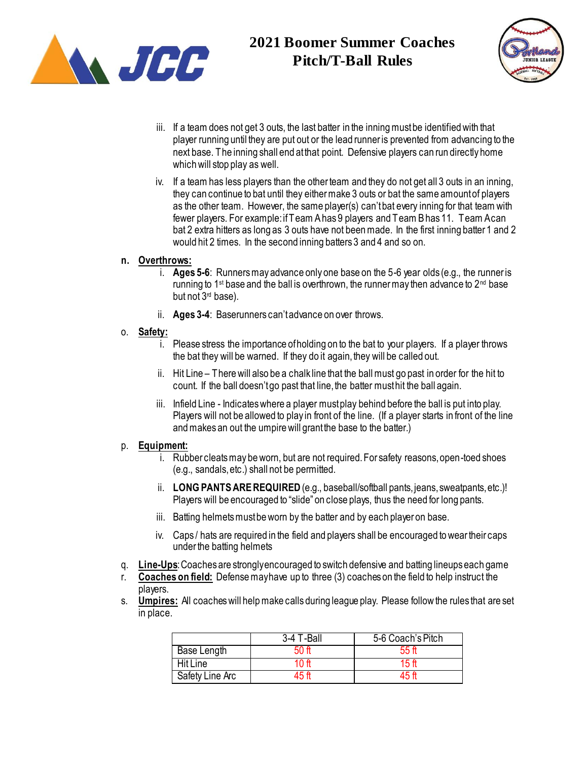# 2021 Boomer Summer Coaches Pitch/T-Ball Rules

   iii. If a team does not get 3 outs, the last batter in the inning must be identified with that player running until they are put out or the lead runner is prevented from advancing to the next base. The inning shall end at that point. Defensive players can run directly home which will stop play as well.

   iv. If a team has less players than the other team and they do not get all 3 outs in an inning, they can continue to bat until they either make 3 outs or bat the same amount of players as the other team. However, the same player(s) can't bat every inning for that team with fewer players. For example: if Team A has 9 players and Team B has 11. Team A can bat 2 extra hitters as long as 3 outs have not been made. In the first inning batter 1 and 2 would hit 2 times. In the second inning batters 3 and 4 and so on.

n. **Overthrows:**
   i. **Ages 5-6**: Runners may advance only one base on the 5-6 year olds (e.g., the runner is running to 1st base and the ball is overthrown, the runner may then advance to 2nd base but not 3rd base).

   ii. **Ages 3-4**: Baserunners can't advance on over throws.

o. **Safety:**
   i. Please stress the importance of holding on to the bat to your players. If a player throws the bat they will be warned. If they do it again, they will be called out.

   ii. Hit Line – There will also be a chalk line that the ball must go past in order for the hit to count. If the ball doesn't go past that line, the batter must hit the ball again.

   iii. Infield Line - Indicates where a player must play behind before the ball is put into play. Players will not be allowed to play in front of the line. (If a player starts in front of the line and makes an out the umpire will grant the base to the batter.)

p. **Equipment:**
   i. Rubber cleats may be worn, but are not required. For safety reasons, open-toed shoes (e.g., sandals, etc.) shall not be permitted.

   ii. **LONG PANTS ARE REQUIRED** (e.g., baseball/softball pants, jeans, sweatpants, etc.)! Players will be encouraged to "slide" on close plays, thus the need for long pants.

   iii. Batting helmets must be worn by the batter and by each player on base.

   iv. Caps / hats are required in the field and players shall be encouraged to wear their caps under the batting helmets

q. **Line-Ups**: Coaches are strongly encouraged to switch defensive and batting lineups each game

r. **Coaches on field:** Defense may have up to three (3) coaches on the field to help instruct the players.

s. **Umpires:** All coaches will help make calls during league play. Please follow the rules that are set in place.

| | 3-4 T-Ball | 5-6 Coach's Pitch |
|---|---|---|
| Base Length | 50 ft | 55 ft |
| Hit Line | 10 ft | 15 ft |
| Safety Line Arc | 45 ft | 45 ft |